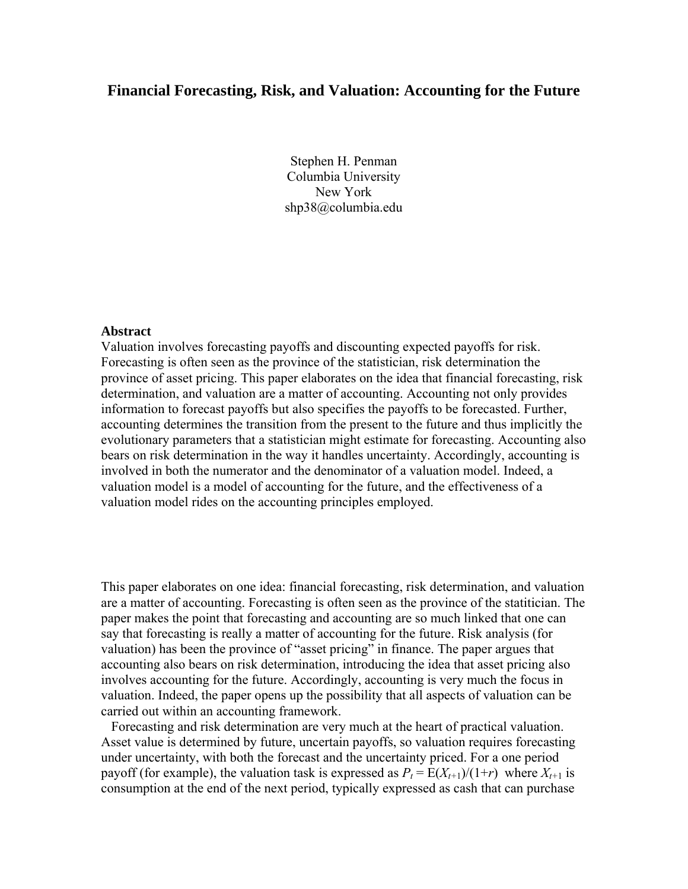# Financial Forecasting, Risk, and Valuation: Accounting for the Future

Stephen H. Penman
Columbia University
New York
shp38@columbia.edu

**Abstract**

Valuation involves forecasting payoffs and discounting expected payoffs for risk. Forecasting is often seen as the province of the statistician, risk determination the province of asset pricing. This paper elaborates on the idea that financial forecasting, risk determination, and valuation are a matter of accounting. Accounting not only provides information to forecast payoffs but also specifies the payoffs to be forecasted. Further, accounting determines the transition from the present to the future and thus implicitly the evolutionary parameters that a statistician might estimate for forecasting. Accounting also bears on risk determination in the way it handles uncertainty. Accordingly, accounting is involved in both the numerator and the denominator of a valuation model. Indeed, a valuation model is a model of accounting for the future, and the effectiveness of a valuation model rides on the accounting principles employed.

This paper elaborates on one idea: financial forecasting, risk determination, and valuation are a matter of accounting. Forecasting is often seen as the province of the statitician. The paper makes the point that forecasting and accounting are so much linked that one can say that forecasting is really a matter of accounting for the future. Risk analysis (for valuation) has been the province of "asset pricing" in finance. The paper argues that accounting also bears on risk determination, introducing the idea that asset pricing also involves accounting for the future. Accordingly, accounting is very much the focus in valuation. Indeed, the paper opens up the possibility that all aspects of valuation can be carried out within an accounting framework.

Forecasting and risk determination are very much at the heart of practical valuation. Asset value is determined by future, uncertain payoffs, so valuation requires forecasting under uncertainty, with both the forecast and the uncertainty priced. For a one period payoff (for example), the valuation task is expressed as $P_t = \mathrm{E}(X_{t+1})/(1+r)$ where $X_{t+1}$ is consumption at the end of the next period, typically expressed as cash that can purchase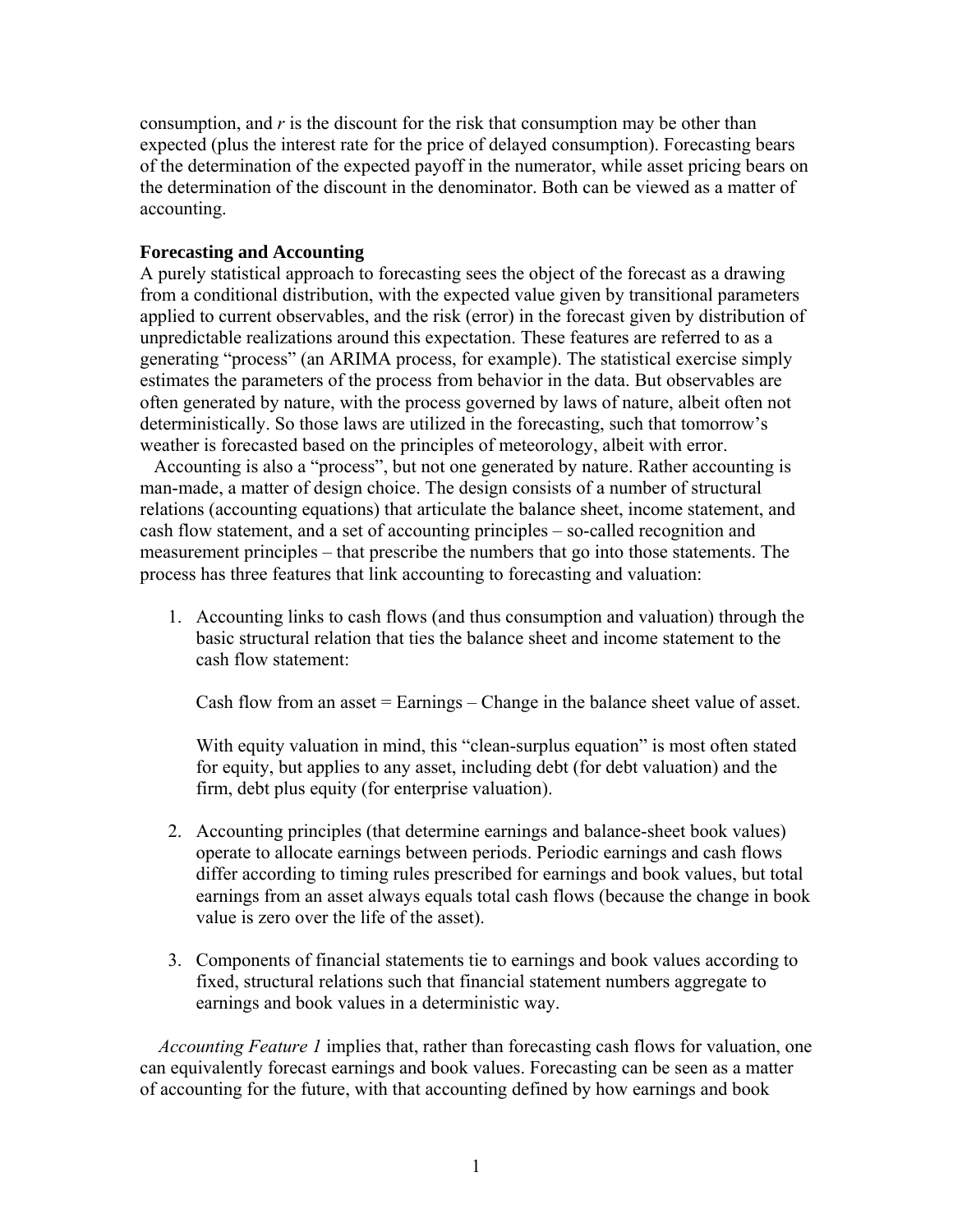consumption, and $r$ is the discount for the risk that consumption may be other than expected (plus the interest rate for the price of delayed consumption). Forecasting bears of the determination of the expected payoff in the numerator, while asset pricing bears on the determination of the discount in the denominator. Both can be viewed as a matter of accounting.

**Forecasting and Accounting**

A purely statistical approach to forecasting sees the object of the forecast as a drawing from a conditional distribution, with the expected value given by transitional parameters applied to current observables, and the risk (error) in the forecast given by distribution of unpredictable realizations around this expectation. These features are referred to as a generating "process" (an ARIMA process, for example). The statistical exercise simply estimates the parameters of the process from behavior in the data. But observables are often generated by nature, with the process governed by laws of nature, albeit often not deterministically. So those laws are utilized in the forecasting, such that tomorrow's weather is forecasted based on the principles of meteorology, albeit with error.

Accounting is also a "process", but not one generated by nature. Rather accounting is man-made, a matter of design choice. The design consists of a number of structural relations (accounting equations) that articulate the balance sheet, income statement, and cash flow statement, and a set of accounting principles – so-called recognition and measurement principles – that prescribe the numbers that go into those statements. The process has three features that link accounting to forecasting and valuation:

1. Accounting links to cash flows (and thus consumption and valuation) through the basic structural relation that ties the balance sheet and income statement to the cash flow statement:

   Cash flow from an asset = Earnings – Change in the balance sheet value of asset.

   With equity valuation in mind, this "clean-surplus equation" is most often stated for equity, but applies to any asset, including debt (for debt valuation) and the firm, debt plus equity (for enterprise valuation).

2. Accounting principles (that determine earnings and balance-sheet book values) operate to allocate earnings between periods. Periodic earnings and cash flows differ according to timing rules prescribed for earnings and book values, but total earnings from an asset always equals total cash flows (because the change in book value is zero over the life of the asset).

3. Components of financial statements tie to earnings and book values according to fixed, structural relations such that financial statement numbers aggregate to earnings and book values in a deterministic way.

*Accounting Feature 1* implies that, rather than forecasting cash flows for valuation, one can equivalently forecast earnings and book values. Forecasting can be seen as a matter of accounting for the future, with that accounting defined by how earnings and book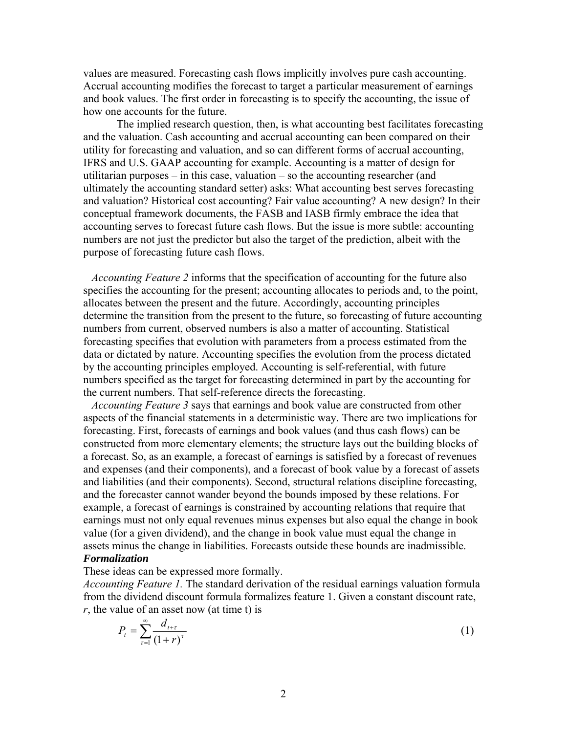values are measured. Forecasting cash flows implicitly involves pure cash accounting. Accrual accounting modifies the forecast to target a particular measurement of earnings and book values. The first order in forecasting is to specify the accounting, the issue of how one accounts for the future.

The implied research question, then, is what accounting best facilitates forecasting and the valuation. Cash accounting and accrual accounting can been compared on their utility for forecasting and valuation, and so can different forms of accrual accounting, IFRS and U.S. GAAP accounting for example. Accounting is a matter of design for utilitarian purposes – in this case, valuation – so the accounting researcher (and ultimately the accounting standard setter) asks: What accounting best serves forecasting and valuation? Historical cost accounting? Fair value accounting? A new design? In their conceptual framework documents, the FASB and IASB firmly embrace the idea that accounting serves to forecast future cash flows. But the issue is more subtle: accounting numbers are not just the predictor but also the target of the prediction, albeit with the purpose of forecasting future cash flows.

*Accounting Feature 2* informs that the specification of accounting for the future also specifies the accounting for the present; accounting allocates to periods and, to the point, allocates between the present and the future. Accordingly, accounting principles determine the transition from the present to the future, so forecasting of future accounting numbers from current, observed numbers is also a matter of accounting. Statistical forecasting specifies that evolution with parameters from a process estimated from the data or dictated by nature. Accounting specifies the evolution from the process dictated by the accounting principles employed. Accounting is self-referential, with future numbers specified as the target for forecasting determined in part by the accounting for the current numbers. That self-reference directs the forecasting.

*Accounting Feature 3* says that earnings and book value are constructed from other aspects of the financial statements in a deterministic way. There are two implications for forecasting. First, forecasts of earnings and book values (and thus cash flows) can be constructed from more elementary elements; the structure lays out the building blocks of a forecast. So, as an example, a forecast of earnings is satisfied by a forecast of revenues and expenses (and their components), and a forecast of book value by a forecast of assets and liabilities (and their components). Second, structural relations discipline forecasting, and the forecaster cannot wander beyond the bounds imposed by these relations. For example, a forecast of earnings is constrained by accounting relations that require that earnings must not only equal revenues minus expenses but also equal the change in book value (for a given dividend), and the change in book value must equal the change in assets minus the change in liabilities. Forecasts outside these bounds are inadmissible.

***Formalization***

These ideas can be expressed more formally.

*Accounting Feature 1.* The standard derivation of the residual earnings valuation formula from the dividend discount formula formalizes feature 1. Given a constant discount rate, $r$, the value of an asset now (at time t) is

$$P_t = \sum_{\tau=1}^{\infty} \frac{d_{t+\tau}}{(1+r)^{\tau}} \tag{1}$$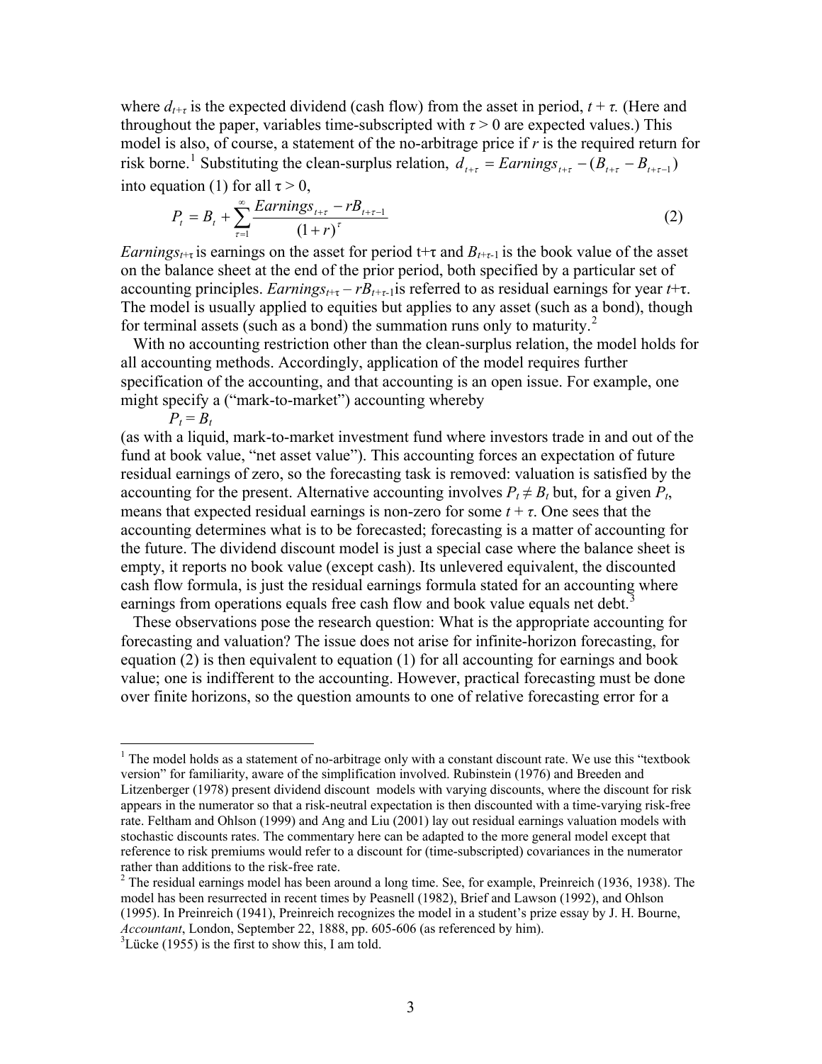where $d_{t+\tau}$ is the expected dividend (cash flow) from the asset in period, $t + \tau$. (Here and throughout the paper, variables time-subscripted with $\tau > 0$ are expected values.) This model is also, of course, a statement of the no-arbitrage price if $r$ is the required return for risk borne.[1] Substituting the clean-surplus relation, $d_{t+\tau} = Earnings_{t+\tau} - (B_{t+\tau} - B_{t+\tau-1})$ into equation (1) for all $\tau > 0$,

$$P_t = B_t + \sum_{\tau=1}^{\infty} \frac{Earnings_{t+\tau} - rB_{t+\tau-1}}{(1+r)^{\tau}} \tag{2}$$

$Earnings_{t+\tau}$ is earnings on the asset for period $t+\tau$ and $B_{t+\tau-1}$ is the book value of the asset on the balance sheet at the end of the prior period, both specified by a particular set of accounting principles. $Earnings_{t+\tau} - rB_{t+\tau-1}$ is referred to as residual earnings for year $t+\tau$. The model is usually applied to equities but applies to any asset (such as a bond), though for terminal assets (such as a bond) the summation runs only to maturity.[2]

With no accounting restriction other than the clean-surplus relation, the model holds for all accounting methods. Accordingly, application of the model requires further specification of the accounting, and that accounting is an open issue. For example, one might specify a ("mark-to-market") accounting whereby

$$P_t = B_t$$

(as with a liquid, mark-to-market investment fund where investors trade in and out of the fund at book value, "net asset value"). This accounting forces an expectation of future residual earnings of zero, so the forecasting task is removed: valuation is satisfied by the accounting for the present. Alternative accounting involves $P_t \neq B_t$ but, for a given $P_t$, means that expected residual earnings is non-zero for some $t + \tau$. One sees that the accounting determines what is to be forecasted; forecasting is a matter of accounting for the future. The dividend discount model is just a special case where the balance sheet is empty, it reports no book value (except cash). Its unlevered equivalent, the discounted cash flow formula, is just the residual earnings formula stated for an accounting where earnings from operations equals free cash flow and book value equals net debt.[3]

These observations pose the research question: What is the appropriate accounting for forecasting and valuation? The issue does not arise for infinite-horizon forecasting, for equation (2) is then equivalent to equation (1) for all accounting for earnings and book value; one is indifferent to the accounting. However, practical forecasting must be done over finite horizons, so the question amounts to one of relative forecasting error for a

---

[1] The model holds as a statement of no-arbitrage only with a constant discount rate. We use this "textbook version" for familiarity, aware of the simplification involved. Rubinstein (1976) and Breeden and Litzenberger (1978) present dividend discount models with varying discounts, where the discount for risk appears in the numerator so that a risk-neutral expectation is then discounted with a time-varying risk-free rate. Feltham and Ohlson (1999) and Ang and Liu (2001) lay out residual earnings valuation models with stochastic discounts rates. The commentary here can be adapted to the more general model except that reference to risk premiums would refer to a discount for (time-subscripted) covariances in the numerator rather than additions to the risk-free rate.

[2] The residual earnings model has been around a long time. See, for example, Preinreich (1936, 1938). The model has been resurrected in recent times by Peasnell (1982), Brief and Lawson (1992), and Ohlson (1995). In Preinreich (1941), Preinreich recognizes the model in a student's prize essay by J. H. Bourne, *Accountant*, London, September 22, 1888, pp. 605-606 (as referenced by him).

[3] Lücke (1955) is the first to show this, I am told.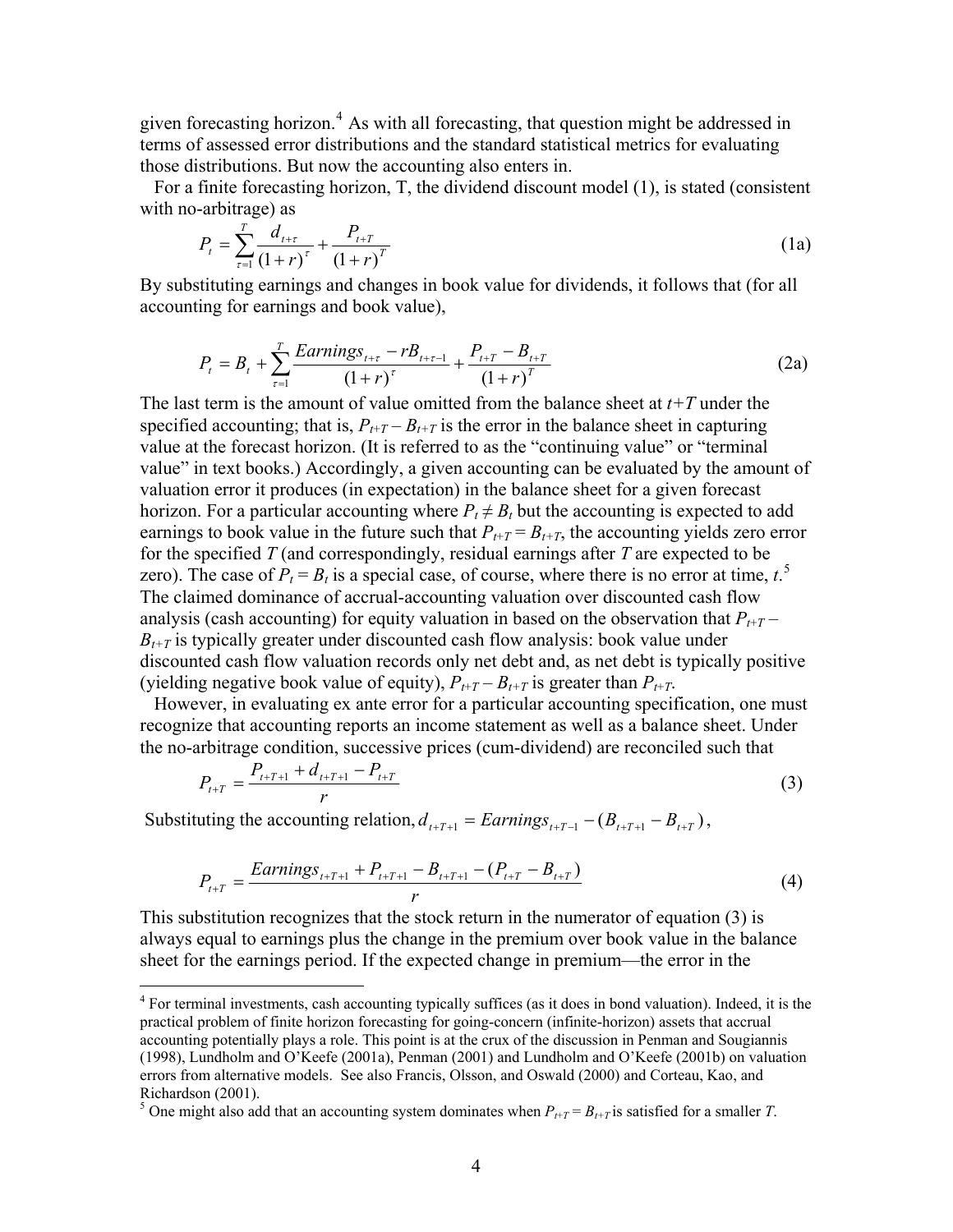given forecasting horizon.[4] As with all forecasting, that question might be addressed in terms of assessed error distributions and the standard statistical metrics for evaluating those distributions. But now the accounting also enters in.

For a finite forecasting horizon, T, the dividend discount model (1), is stated (consistent with no-arbitrage) as

$$P_t = \sum_{\tau=1}^{T} \frac{d_{t+\tau}}{(1+r)^{\tau}} + \frac{P_{t+T}}{(1+r)^{T}} \tag{1a}$$

By substituting earnings and changes in book value for dividends, it follows that (for all accounting for earnings and book value),

$$P_t = B_t + \sum_{\tau=1}^{T} \frac{Earnings_{t+\tau} - rB_{t+\tau-1}}{(1+r)^{\tau}} + \frac{P_{t+T} - B_{t+T}}{(1+r)^{T}} \tag{2a}$$

The last term is the amount of value omitted from the balance sheet at $t+T$ under the specified accounting; that is, $P_{t+T} - B_{t+T}$ is the error in the balance sheet in capturing value at the forecast horizon. (It is referred to as the "continuing value" or "terminal value" in text books.) Accordingly, a given accounting can be evaluated by the amount of valuation error it produces (in expectation) in the balance sheet for a given forecast horizon. For a particular accounting where $P_t \neq B_t$ but the accounting is expected to add earnings to book value in the future such that $P_{t+T} = B_{t+T}$, the accounting yields zero error for the specified $T$ (and correspondingly, residual earnings after $T$ are expected to be zero). The case of $P_t = B_t$ is a special case, of course, where there is no error at time, $t$.[5] The claimed dominance of accrual-accounting valuation over discounted cash flow analysis (cash accounting) for equity valuation in based on the observation that $P_{t+T} - B_{t+T}$ is typically greater under discounted cash flow analysis: book value under discounted cash flow valuation records only net debt and, as net debt is typically positive (yielding negative book value of equity), $P_{t+T} - B_{t+T}$ is greater than $P_{t+T}$.

However, in evaluating ex ante error for a particular accounting specification, one must recognize that accounting reports an income statement as well as a balance sheet. Under the no-arbitrage condition, successive prices (cum-dividend) are reconciled such that

$$P_{t+T} = \frac{P_{t+T+1} + d_{t+T+1} - P_{t+T}}{r} \tag{3}$$

Substituting the accounting relation, $d_{t+T+1} = Earnings_{t+T-1} - (B_{t+T+1} - B_{t+T})$,

$$P_{t+T} = \frac{Earnings_{t+T+1} + P_{t+T+1} - B_{t+T+1} - (P_{t+T} - B_{t+T})}{r} \tag{4}$$

This substitution recognizes that the stock return in the numerator of equation (3) is always equal to earnings plus the change in the premium over book value in the balance sheet for the earnings period. If the expected change in premium—the error in the

[4] For terminal investments, cash accounting typically suffices (as it does in bond valuation). Indeed, it is the practical problem of finite horizon forecasting for going-concern (infinite-horizon) assets that accrual accounting potentially plays a role. This point is at the crux of the discussion in Penman and Sougiannis (1998), Lundholm and O'Keefe (2001a), Penman (2001) and Lundholm and O'Keefe (2001b) on valuation errors from alternative models. See also Francis, Olsson, and Oswald (2000) and Corteau, Kao, and Richardson (2001).

[5] One might also add that an accounting system dominates when $P_{t+T} = B_{t+T}$ is satisfied for a smaller $T$.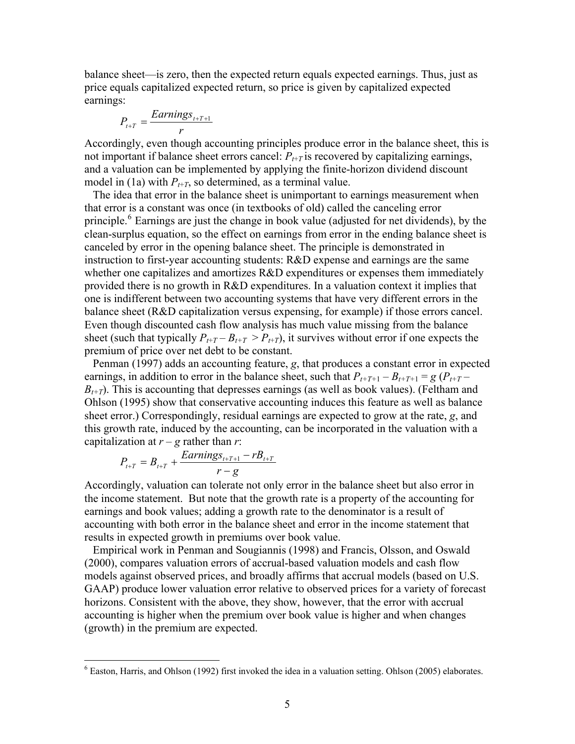balance sheet—is zero, then the expected return equals expected earnings. Thus, just as price equals capitalized expected return, so price is given by capitalized expected earnings:

$$P_{t+T} = \frac{Earnings_{t+T+1}}{r}$$

Accordingly, even though accounting principles produce error in the balance sheet, this is not important if balance sheet errors cancel: $P_{t+T}$ is recovered by capitalizing earnings, and a valuation can be implemented by applying the finite-horizon dividend discount model in (1a) with $P_{t+T}$, so determined, as a terminal value.

The idea that error in the balance sheet is unimportant to earnings measurement when that error is a constant was once (in textbooks of old) called the canceling error principle.[6] Earnings are just the change in book value (adjusted for net dividends), by the clean-surplus equation, so the effect on earnings from error in the ending balance sheet is canceled by error in the opening balance sheet. The principle is demonstrated in instruction to first-year accounting students: R&D expense and earnings are the same whether one capitalizes and amortizes R&D expenditures or expenses them immediately provided there is no growth in R&D expenditures. In a valuation context it implies that one is indifferent between two accounting systems that have very different errors in the balance sheet (R&D capitalization versus expensing, for example) if those errors cancel. Even though discounted cash flow analysis has much value missing from the balance sheet (such that typically $P_{t+T} - B_{t+T} > P_{t+T}$), it survives without error if one expects the premium of price over net debt to be constant.

Penman (1997) adds an accounting feature, $g$, that produces a constant error in expected earnings, in addition to error in the balance sheet, such that $P_{t+T+1} - B_{t+T+1} = g\,(P_{t+T} - B_{t+T})$. This is accounting that depresses earnings (as well as book values). (Feltham and Ohlson (1995) show that conservative accounting induces this feature as well as balance sheet error.) Correspondingly, residual earnings are expected to grow at the rate, $g$, and this growth rate, induced by the accounting, can be incorporated in the valuation with a capitalization at $r - g$ rather than $r$:

$$P_{t+T} = B_{t+T} + \frac{Earnings_{t+T+1} - rB_{t+T}}{r - g}$$

Accordingly, valuation can tolerate not only error in the balance sheet but also error in the income statement. But note that the growth rate is a property of the accounting for earnings and book values; adding a growth rate to the denominator is a result of accounting with both error in the balance sheet and error in the income statement that results in expected growth in premiums over book value.

Empirical work in Penman and Sougiannis (1998) and Francis, Olsson, and Oswald (2000), compares valuation errors of accrual-based valuation models and cash flow models against observed prices, and broadly affirms that accrual models (based on U.S. GAAP) produce lower valuation error relative to observed prices for a variety of forecast horizons. Consistent with the above, they show, however, that the error with accrual accounting is higher when the premium over book value is higher and when changes (growth) in the premium are expected.

[6] Easton, Harris, and Ohlson (1992) first invoked the idea in a valuation setting. Ohlson (2005) elaborates.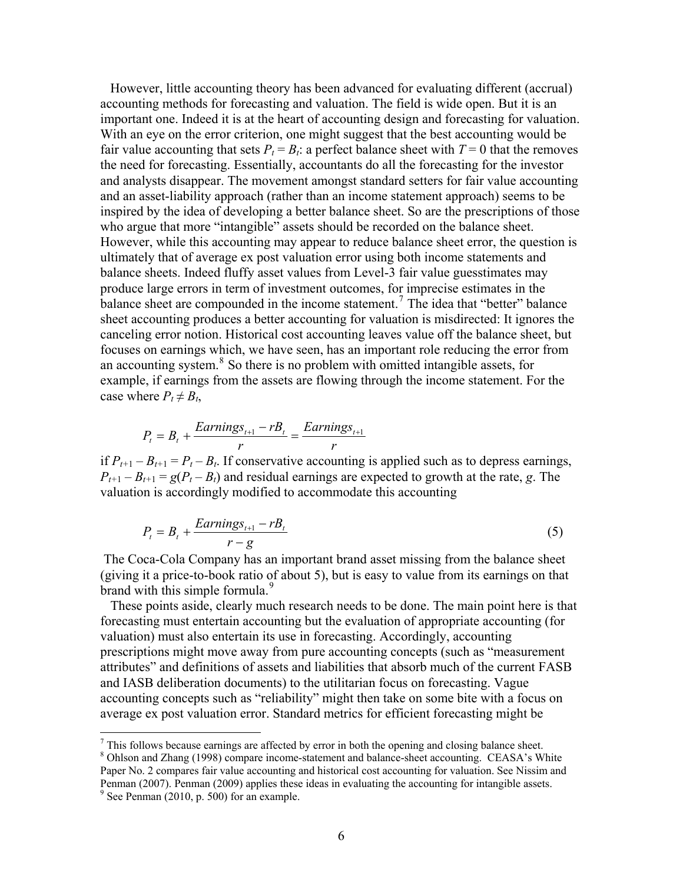However, little accounting theory has been advanced for evaluating different (accrual) accounting methods for forecasting and valuation. The field is wide open. But it is an important one. Indeed it is at the heart of accounting design and forecasting for valuation. With an eye on the error criterion, one might suggest that the best accounting would be fair value accounting that sets $P_t = B_t$: a perfect balance sheet with $T = 0$ that the removes the need for forecasting. Essentially, accountants do all the forecasting for the investor and analysts disappear. The movement amongst standard setters for fair value accounting and an asset-liability approach (rather than an income statement approach) seems to be inspired by the idea of developing a better balance sheet. So are the prescriptions of those who argue that more "intangible" assets should be recorded on the balance sheet. However, while this accounting may appear to reduce balance sheet error, the question is ultimately that of average ex post valuation error using both income statements and balance sheets. Indeed fluffy asset values from Level-3 fair value guesstimates may produce large errors in term of investment outcomes, for imprecise estimates in the balance sheet are compounded in the income statement.[7] The idea that "better" balance sheet accounting produces a better accounting for valuation is misdirected: It ignores the canceling error notion. Historical cost accounting leaves value off the balance sheet, but focuses on earnings which, we have seen, has an important role reducing the error from an accounting system.[8] So there is no problem with omitted intangible assets, for example, if earnings from the assets are flowing through the income statement. For the case where $P_t \neq B_t$,

$$P_t = B_t + \frac{Earnings_{t+1} - rB_t}{r} = \frac{Earnings_{t+1}}{r}$$

if $P_{t+1} - B_{t+1} = P_t - B_t$. If conservative accounting is applied such as to depress earnings, $P_{t+1} - B_{t+1} = g(P_t - B_t)$ and residual earnings are expected to growth at the rate, $g$. The valuation is accordingly modified to accommodate this accounting

$$P_t = B_t + \frac{Earnings_{t+1} - rB_t}{r - g} \tag{5}$$

The Coca-Cola Company has an important brand asset missing from the balance sheet (giving it a price-to-book ratio of about 5), but is easy to value from its earnings on that brand with this simple formula.[9]

These points aside, clearly much research needs to be done. The main point here is that forecasting must entertain accounting but the evaluation of appropriate accounting (for valuation) must also entertain its use in forecasting. Accordingly, accounting prescriptions might move away from pure accounting concepts (such as "measurement attributes" and definitions of assets and liabilities that absorb much of the current FASB and IASB deliberation documents) to the utilitarian focus on forecasting. Vague accounting concepts such as "reliability" might then take on some bite with a focus on average ex post valuation error. Standard metrics for efficient forecasting might be

---

[7] This follows because earnings are affected by error in both the opening and closing balance sheet.

[8] Ohlson and Zhang (1998) compare income-statement and balance-sheet accounting. CEASA's White Paper No. 2 compares fair value accounting and historical cost accounting for valuation. See Nissim and Penman (2007). Penman (2009) applies these ideas in evaluating the accounting for intangible assets.

[9] See Penman (2010, p. 500) for an example.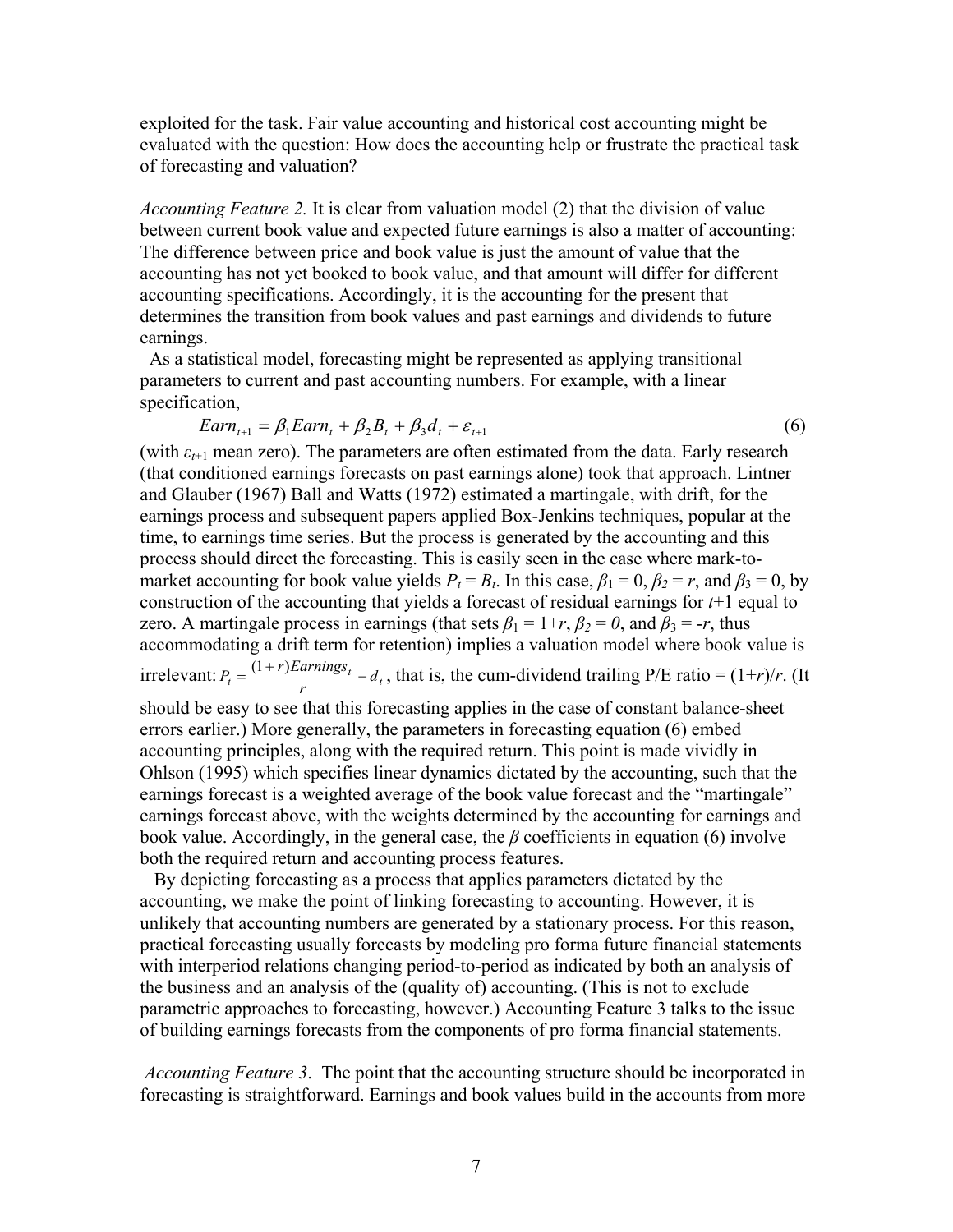exploited for the task. Fair value accounting and historical cost accounting might be evaluated with the question: How does the accounting help or frustrate the practical task of forecasting and valuation?

*Accounting Feature 2.* It is clear from valuation model (2) that the division of value between current book value and expected future earnings is also a matter of accounting: The difference between price and book value is just the amount of value that the accounting has not yet booked to book value, and that amount will differ for different accounting specifications. Accordingly, it is the accounting for the present that determines the transition from book values and past earnings and dividends to future earnings.

As a statistical model, forecasting might be represented as applying transitional parameters to current and past accounting numbers. For example, with a linear specification,

$$Earn_{t+1} = \beta_1 Earn_t + \beta_2 B_t + \beta_3 d_t + \varepsilon_{t+1} \tag{6}$$

(with $\varepsilon_{t+1}$ mean zero). The parameters are often estimated from the data. Early research (that conditioned earnings forecasts on past earnings alone) took that approach. Lintner and Glauber (1967) Ball and Watts (1972) estimated a martingale, with drift, for the earnings process and subsequent papers applied Box-Jenkins techniques, popular at the time, to earnings time series. But the process is generated by the accounting and this process should direct the forecasting. This is easily seen in the case where mark-to-market accounting for book value yields $P_t = B_t$. In this case, $\beta_1 = 0$, $\beta_2 = r$, and $\beta_3 = 0$, by construction of the accounting that yields a forecast of residual earnings for $t$+1 equal to zero. A martingale process in earnings (that sets $\beta_1 = 1+r$, $\beta_2 = 0$, and $\beta_3 = -r$, thus accommodating a drift term for retention) implies a valuation model where book value is irrelevant: $P_t = \frac{(1+r)Earnings_t}{r} - d_t$, that is, the cum-dividend trailing P/E ratio = $(1+r)/r$. (It should be easy to see that this forecasting applies in the case of constant balance-sheet errors earlier.) More generally, the parameters in forecasting equation (6) embed accounting principles, along with the required return. This point is made vividly in Ohlson (1995) which specifies linear dynamics dictated by the accounting, such that the earnings forecast is a weighted average of the book value forecast and the "martingale" earnings forecast above, with the weights determined by the accounting for earnings and book value. Accordingly, in the general case, the $\beta$ coefficients in equation (6) involve both the required return and accounting process features.

By depicting forecasting as a process that applies parameters dictated by the accounting, we make the point of linking forecasting to accounting. However, it is unlikely that accounting numbers are generated by a stationary process. For this reason, practical forecasting usually forecasts by modeling pro forma future financial statements with interperiod relations changing period-to-period as indicated by both an analysis of the business and an analysis of the (quality of) accounting. (This is not to exclude parametric approaches to forecasting, however.) Accounting Feature 3 talks to the issue of building earnings forecasts from the components of pro forma financial statements.

*Accounting Feature 3*. The point that the accounting structure should be incorporated in forecasting is straightforward. Earnings and book values build in the accounts from more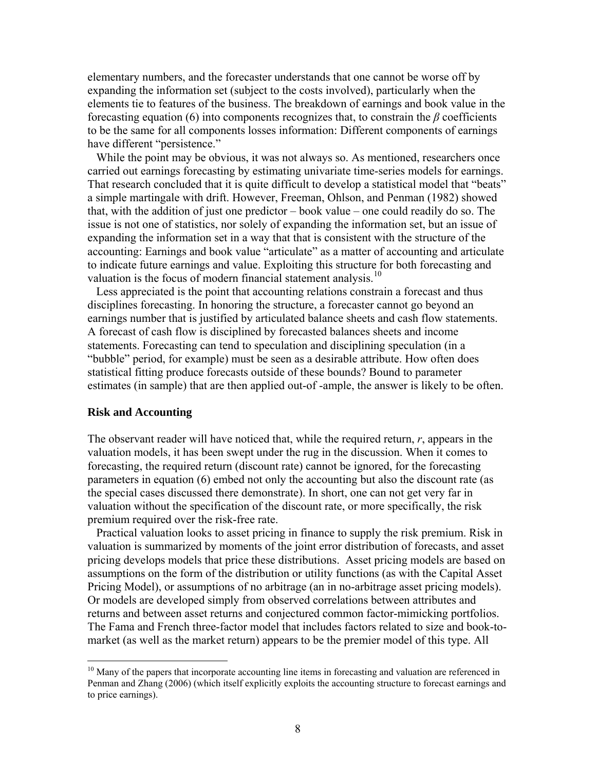elementary numbers, and the forecaster understands that one cannot be worse off by expanding the information set (subject to the costs involved), particularly when the elements tie to features of the business. The breakdown of earnings and book value in the forecasting equation (6) into components recognizes that, to constrain the $\beta$ coefficients to be the same for all components losses information: Different components of earnings have different "persistence."

While the point may be obvious, it was not always so. As mentioned, researchers once carried out earnings forecasting by estimating univariate time-series models for earnings. That research concluded that it is quite difficult to develop a statistical model that "beats" a simple martingale with drift. However, Freeman, Ohlson, and Penman (1982) showed that, with the addition of just one predictor – book value – one could readily do so. The issue is not one of statistics, nor solely of expanding the information set, but an issue of expanding the information set in a way that that is consistent with the structure of the accounting: Earnings and book value "articulate" as a matter of accounting and articulate to indicate future earnings and value. Exploiting this structure for both forecasting and valuation is the focus of modern financial statement analysis.[10]

Less appreciated is the point that accounting relations constrain a forecast and thus disciplines forecasting. In honoring the structure, a forecaster cannot go beyond an earnings number that is justified by articulated balance sheets and cash flow statements. A forecast of cash flow is disciplined by forecasted balances sheets and income statements. Forecasting can tend to speculation and disciplining speculation (in a "bubble" period, for example) must be seen as a desirable attribute. How often does statistical fitting produce forecasts outside of these bounds? Bound to parameter estimates (in sample) that are then applied out-of -ample, the answer is likely to be often.

## Risk and Accounting

The observant reader will have noticed that, while the required return, $r$, appears in the valuation models, it has been swept under the rug in the discussion. When it comes to forecasting, the required return (discount rate) cannot be ignored, for the forecasting parameters in equation (6) embed not only the accounting but also the discount rate (as the special cases discussed there demonstrate). In short, one can not get very far in valuation without the specification of the discount rate, or more specifically, the risk premium required over the risk-free rate.

Practical valuation looks to asset pricing in finance to supply the risk premium. Risk in valuation is summarized by moments of the joint error distribution of forecasts, and asset pricing develops models that price these distributions. Asset pricing models are based on assumptions on the form of the distribution or utility functions (as with the Capital Asset Pricing Model), or assumptions of no arbitrage (an in no-arbitrage asset pricing models). Or models are developed simply from observed correlations between attributes and returns and between asset returns and conjectured common factor-mimicking portfolios. The Fama and French three-factor model that includes factors related to size and book-to-market (as well as the market return) appears to be the premier model of this type. All

[10] Many of the papers that incorporate accounting line items in forecasting and valuation are referenced in Penman and Zhang (2006) (which itself explicitly exploits the accounting structure to forecast earnings and to price earnings).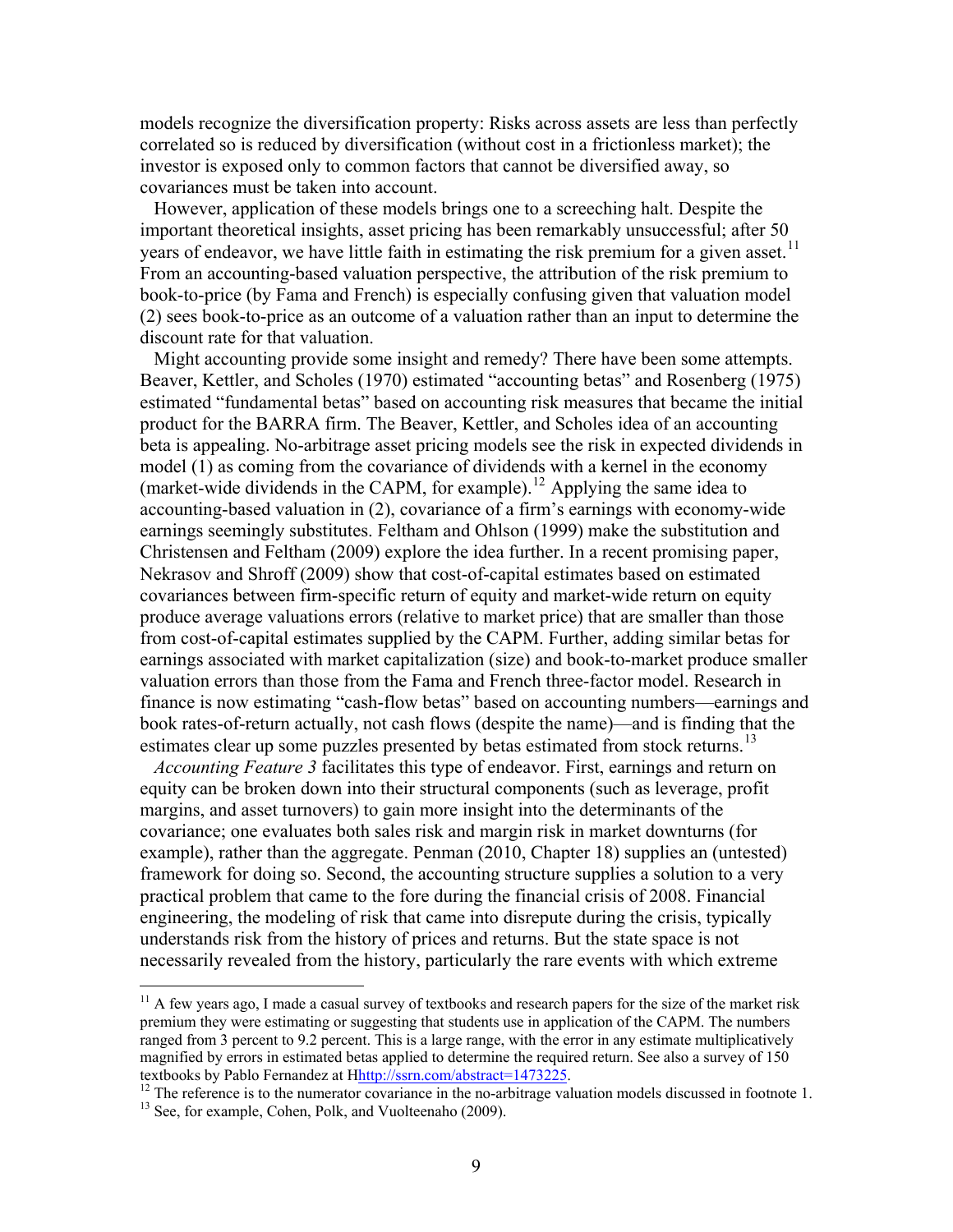models recognize the diversification property: Risks across assets are less than perfectly correlated so is reduced by diversification (without cost in a frictionless market); the investor is exposed only to common factors that cannot be diversified away, so covariances must be taken into account.

However, application of these models brings one to a screeching halt. Despite the important theoretical insights, asset pricing has been remarkably unsuccessful; after 50 years of endeavor, we have little faith in estimating the risk premium for a given asset.[11] From an accounting-based valuation perspective, the attribution of the risk premium to book-to-price (by Fama and French) is especially confusing given that valuation model (2) sees book-to-price as an outcome of a valuation rather than an input to determine the discount rate for that valuation.

Might accounting provide some insight and remedy? There have been some attempts. Beaver, Kettler, and Scholes (1970) estimated "accounting betas" and Rosenberg (1975) estimated "fundamental betas" based on accounting risk measures that became the initial product for the BARRA firm. The Beaver, Kettler, and Scholes idea of an accounting beta is appealing. No-arbitrage asset pricing models see the risk in expected dividends in model (1) as coming from the covariance of dividends with a kernel in the economy (market-wide dividends in the CAPM, for example).[12] Applying the same idea to accounting-based valuation in (2), covariance of a firm's earnings with economy-wide earnings seemingly substitutes. Feltham and Ohlson (1999) make the substitution and Christensen and Feltham (2009) explore the idea further. In a recent promising paper, Nekrasov and Shroff (2009) show that cost-of-capital estimates based on estimated covariances between firm-specific return of equity and market-wide return on equity produce average valuations errors (relative to market price) that are smaller than those from cost-of-capital estimates supplied by the CAPM. Further, adding similar betas for earnings associated with market capitalization (size) and book-to-market produce smaller valuation errors than those from the Fama and French three-factor model. Research in finance is now estimating "cash-flow betas" based on accounting numbers—earnings and book rates-of-return actually, not cash flows (despite the name)—and is finding that the estimates clear up some puzzles presented by betas estimated from stock returns.[13]

*Accounting Feature 3* facilitates this type of endeavor. First, earnings and return on equity can be broken down into their structural components (such as leverage, profit margins, and asset turnovers) to gain more insight into the determinants of the covariance; one evaluates both sales risk and margin risk in market downturns (for example), rather than the aggregate. Penman (2010, Chapter 18) supplies an (untested) framework for doing so. Second, the accounting structure supplies a solution to a very practical problem that came to the fore during the financial crisis of 2008. Financial engineering, the modeling of risk that came into disrepute during the crisis, typically understands risk from the history of prices and returns. But the state space is not necessarily revealed from the history, particularly the rare events with which extreme

---

[11] A few years ago, I made a casual survey of textbooks and research papers for the size of the market risk premium they were estimating or suggesting that students use in application of the CAPM. The numbers ranged from 3 percent to 9.2 percent. This is a large range, with the error in any estimate multiplicatively magnified by errors in estimated betas applied to determine the required return. See also a survey of 150 textbooks by Pablo Fernandez at Hhttp://ssrn.com/abstract=1473225.

[12] The reference is to the numerator covariance in the no-arbitrage valuation models discussed in footnote 1.

[13] See, for example, Cohen, Polk, and Vuolteenaho (2009).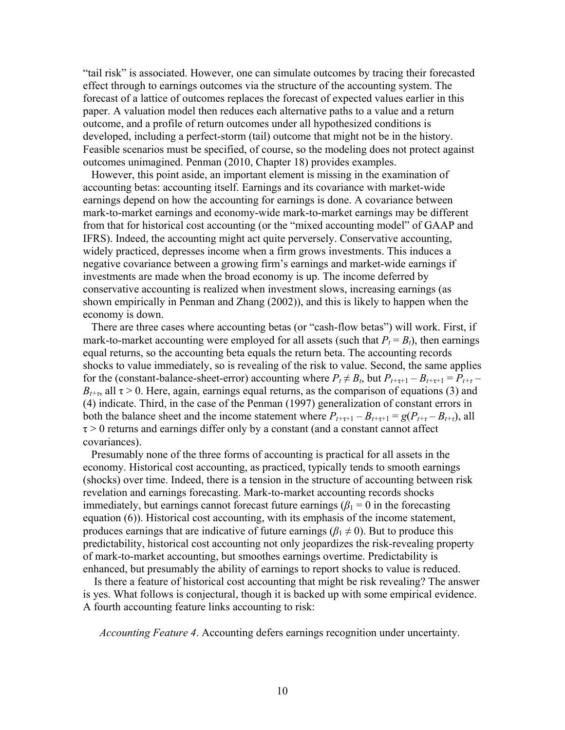"tail risk" is associated. However, one can simulate outcomes by tracing their forecasted effect through to earnings outcomes via the structure of the accounting system. The forecast of a lattice of outcomes replaces the forecast of expected values earlier in this paper. A valuation model then reduces each alternative paths to a value and a return outcome, and a profile of return outcomes under all hypothesized conditions is developed, including a perfect-storm (tail) outcome that might not be in the history. Feasible scenarios must be specified, of course, so the modeling does not protect against outcomes unimagined. Penman (2010, Chapter 18) provides examples.

However, this point aside, an important element is missing in the examination of accounting betas: accounting itself. Earnings and its covariance with market-wide earnings depend on how the accounting for earnings is done. A covariance between mark-to-market earnings and economy-wide mark-to-market earnings may be different from that for historical cost accounting (or the "mixed accounting model" of GAAP and IFRS). Indeed, the accounting might act quite perversely. Conservative accounting, widely practiced, depresses income when a firm grows investments. This induces a negative covariance between a growing firm's earnings and market-wide earnings if investments are made when the broad economy is up. The income deferred by conservative accounting is realized when investment slows, increasing earnings (as shown empirically in Penman and Zhang (2002)), and this is likely to happen when the economy is down.

There are three cases where accounting betas (or "cash-flow betas") will work. First, if mark-to-market accounting were employed for all assets (such that $P_t = B_t$), then earnings equal returns, so the accounting beta equals the return beta. The accounting records shocks to value immediately, so is revealing of the risk to value. Second, the same applies for the (constant-balance-sheet-error) accounting where $P_t \neq B_t$, but $P_{t+\tau+1} - B_{t+\tau+1} = P_{t+\tau} - B_{t+\tau}$, all $\tau > 0$. Here, again, earnings equal returns, as the comparison of equations (3) and (4) indicate. Third, in the case of the Penman (1997) generalization of constant errors in both the balance sheet and the income statement where $P_{t+\tau+1} - B_{t+\tau+1} = g(P_{t+\tau} - B_{t+\tau})$, all $\tau > 0$ returns and earnings differ only by a constant (and a constant cannot affect covariances).

Presumably none of the three forms of accounting is practical for all assets in the economy. Historical cost accounting, as practiced, typically tends to smooth earnings (shocks) over time. Indeed, there is a tension in the structure of accounting between risk revelation and earnings forecasting. Mark-to-market accounting records shocks immediately, but earnings cannot forecast future earnings ($\beta_1 = 0$ in the forecasting equation (6)). Historical cost accounting, with its emphasis of the income statement, produces earnings that are indicative of future earnings ($\beta_1 \neq 0$). But to produce this predictability, historical cost accounting not only jeopardizes the risk-revealing property of mark-to-market accounting, but smoothes earnings overtime. Predictability is enhanced, but presumably the ability of earnings to report shocks to value is reduced.

Is there a feature of historical cost accounting that might be risk revealing? The answer is yes. What follows is conjectural, though it is backed up with some empirical evidence. A fourth accounting feature links accounting to risk:

*Accounting Feature 4*. Accounting defers earnings recognition under uncertainty.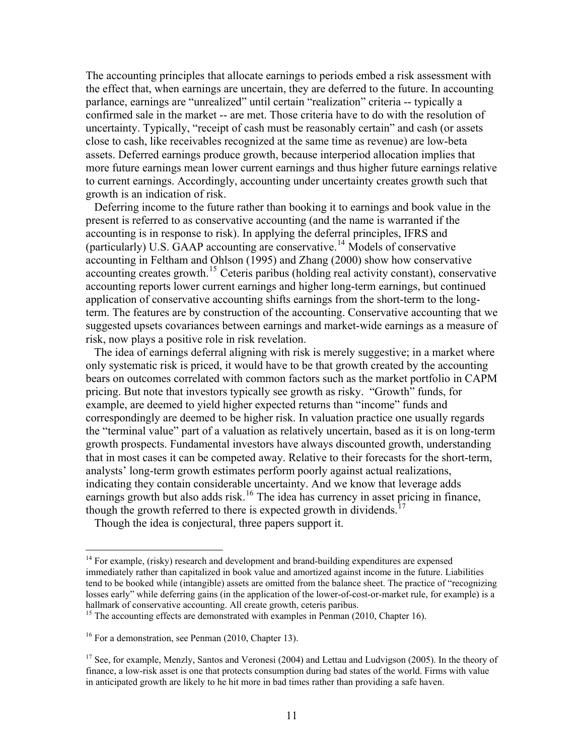The accounting principles that allocate earnings to periods embed a risk assessment with the effect that, when earnings are uncertain, they are deferred to the future. In accounting parlance, earnings are "unrealized" until certain "realization" criteria -- typically a confirmed sale in the market -- are met. Those criteria have to do with the resolution of uncertainty. Typically, "receipt of cash must be reasonably certain" and cash (or assets close to cash, like receivables recognized at the same time as revenue) are low-beta assets. Deferred earnings produce growth, because interperiod allocation implies that more future earnings mean lower current earnings and thus higher future earnings relative to current earnings. Accordingly, accounting under uncertainty creates growth such that growth is an indication of risk.

Deferring income to the future rather than booking it to earnings and book value in the present is referred to as conservative accounting (and the name is warranted if the accounting is in response to risk). In applying the deferral principles, IFRS and (particularly) U.S. GAAP accounting are conservative.[14] Models of conservative accounting in Feltham and Ohlson (1995) and Zhang (2000) show how conservative accounting creates growth.[15] Ceteris paribus (holding real activity constant), conservative accounting reports lower current earnings and higher long-term earnings, but continued application of conservative accounting shifts earnings from the short-term to the long-term. The features are by construction of the accounting. Conservative accounting that we suggested upsets covariances between earnings and market-wide earnings as a measure of risk, now plays a positive role in risk revelation.

The idea of earnings deferral aligning with risk is merely suggestive; in a market where only systematic risk is priced, it would have to be that growth created by the accounting bears on outcomes correlated with common factors such as the market portfolio in CAPM pricing. But note that investors typically see growth as risky. "Growth" funds, for example, are deemed to yield higher expected returns than "income" funds and correspondingly are deemed to be higher risk. In valuation practice one usually regards the "terminal value" part of a valuation as relatively uncertain, based as it is on long-term growth prospects. Fundamental investors have always discounted growth, understanding that in most cases it can be competed away. Relative to their forecasts for the short-term, analysts' long-term growth estimates perform poorly against actual realizations, indicating they contain considerable uncertainty. And we know that leverage adds earnings growth but also adds risk.[16] The idea has currency in asset pricing in finance, though the growth referred to there is expected growth in dividends.[17]

Though the idea is conjectural, three papers support it.

---

[14] For example, (risky) research and development and brand-building expenditures are expensed immediately rather than capitalized in book value and amortized against income in the future. Liabilities tend to be booked while (intangible) assets are omitted from the balance sheet. The practice of "recognizing losses early" while deferring gains (in the application of the lower-of-cost-or-market rule, for example) is a hallmark of conservative accounting. All create growth, ceteris paribus.

[15] The accounting effects are demonstrated with examples in Penman (2010, Chapter 16).

[16] For a demonstration, see Penman (2010, Chapter 13).

[17] See, for example, Menzly, Santos and Veronesi (2004) and Lettau and Ludvigson (2005). In the theory of finance, a low-risk asset is one that protects consumption during bad states of the world. Firms with value in anticipated growth are likely to he hit more in bad times rather than providing a safe haven.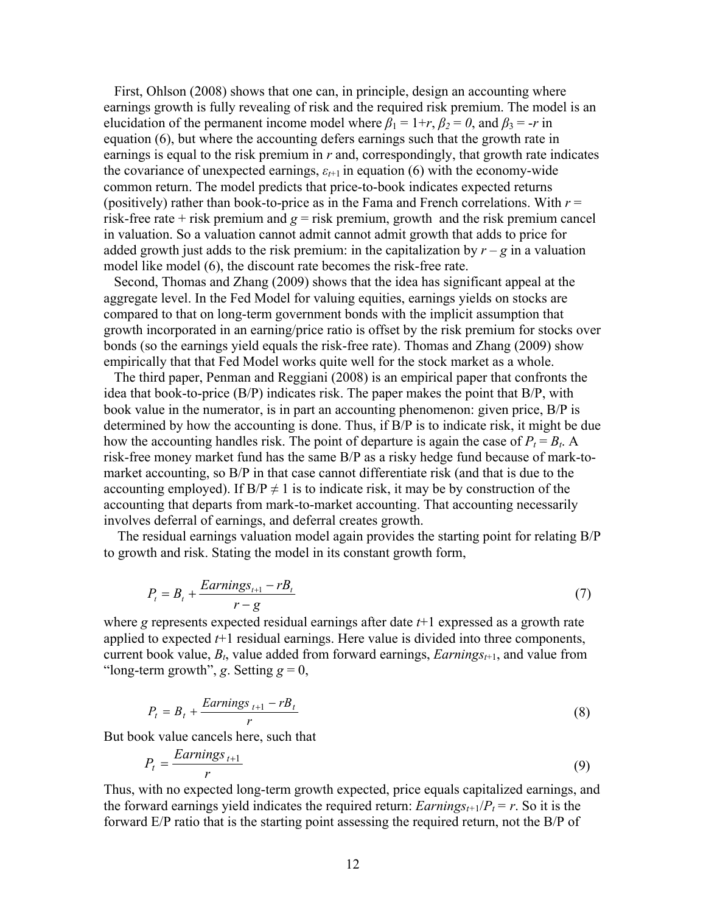First, Ohlson (2008) shows that one can, in principle, design an accounting where earnings growth is fully revealing of risk and the required risk premium. The model is an elucidation of the permanent income model where $\beta_1 = 1+r$, $\beta_2 = 0$, and $\beta_3 = -r$ in equation (6), but where the accounting defers earnings such that the growth rate in earnings is equal to the risk premium in $r$ and, correspondingly, that growth rate indicates the covariance of unexpected earnings, $\varepsilon_{t+1}$ in equation (6) with the economy-wide common return. The model predicts that price-to-book indicates expected returns (positively) rather than book-to-price as in the Fama and French correlations. With $r$ = risk-free rate + risk premium and $g$ = risk premium, growth and the risk premium cancel in valuation. So a valuation cannot admit cannot admit growth that adds to price for added growth just adds to the risk premium: in the capitalization by $r - g$ in a valuation model like model (6), the discount rate becomes the risk-free rate.

Second, Thomas and Zhang (2009) shows that the idea has significant appeal at the aggregate level. In the Fed Model for valuing equities, earnings yields on stocks are compared to that on long-term government bonds with the implicit assumption that growth incorporated in an earning/price ratio is offset by the risk premium for stocks over bonds (so the earnings yield equals the risk-free rate). Thomas and Zhang (2009) show empirically that that Fed Model works quite well for the stock market as a whole.

The third paper, Penman and Reggiani (2008) is an empirical paper that confronts the idea that book-to-price (B/P) indicates risk. The paper makes the point that B/P, with book value in the numerator, is in part an accounting phenomenon: given price, B/P is determined by how the accounting is done. Thus, if B/P is to indicate risk, it might be due how the accounting handles risk. The point of departure is again the case of $P_t = B_t$. A risk-free money market fund has the same B/P as a risky hedge fund because of mark-to-market accounting, so B/P in that case cannot differentiate risk (and that is due to the accounting employed). If B/P $\neq$ 1 is to indicate risk, it may be by construction of the accounting that departs from mark-to-market accounting. That accounting necessarily involves deferral of earnings, and deferral creates growth.

The residual earnings valuation model again provides the starting point for relating B/P to growth and risk. Stating the model in its constant growth form,

$$P_t = B_t + \frac{Earnings_{t+1} - rB_t}{r - g} \tag{7}$$

where $g$ represents expected residual earnings after date $t$+1 expressed as a growth rate applied to expected $t$+1 residual earnings. Here value is divided into three components, current book value, $B_t$, value added from forward earnings, $Earnings_{t+1}$, and value from "long-term growth", $g$. Setting $g = 0$,

$$P_t = B_t + \frac{Earnings_{t+1} - rB_t}{r} \tag{8}$$

But book value cancels here, such that

$$P_t = \frac{Earnings_{t+1}}{r} \tag{9}$$

Thus, with no expected long-term growth expected, price equals capitalized earnings, and the forward earnings yield indicates the required return: $Earnings_{t+1}/P_t = r$. So it is the forward E/P ratio that is the starting point assessing the required return, not the B/P of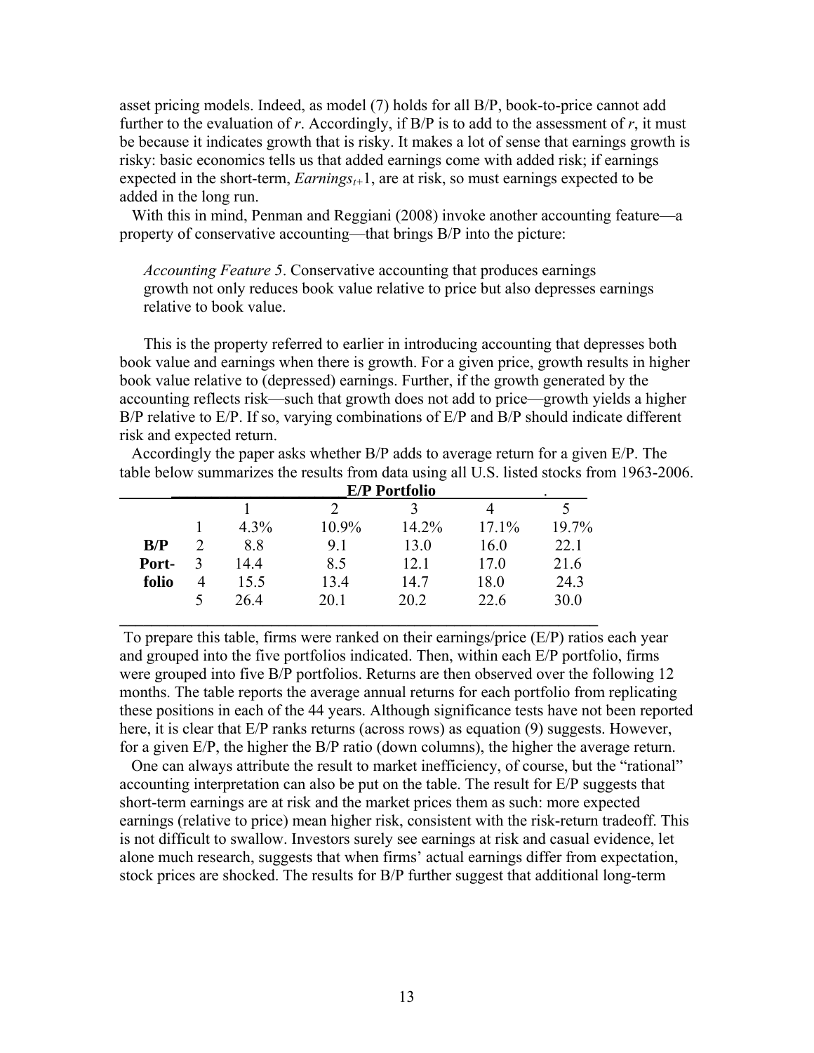asset pricing models. Indeed, as model (7) holds for all B/P, book-to-price cannot add further to the evaluation of $r$. Accordingly, if B/P is to add to the assessment of $r$, it must be because it indicates growth that is risky. It makes a lot of sense that earnings growth is risky: basic economics tells us that added earnings come with added risk; if earnings expected in the short-term, $Earnings_{t+1}$, are at risk, so must earnings expected to be added in the long run.

With this in mind, Penman and Reggiani (2008) invoke another accounting feature—a property of conservative accounting—that brings B/P into the picture:

> *Accounting Feature 5*. Conservative accounting that produces earnings growth not only reduces book value relative to price but also depresses earnings relative to book value.

This is the property referred to earlier in introducing accounting that depresses both book value and earnings when there is growth. For a given price, growth results in higher book value relative to (depressed) earnings. Further, if the growth generated by the accounting reflects risk—such that growth does not add to price—growth yields a higher B/P relative to E/P. If so, varying combinations of E/P and B/P should indicate different risk and expected return.

Accordingly the paper asks whether B/P adds to average return for a given E/P. The table below summarizes the results from data using all U.S. listed stocks from 1963-2006.

| | | **E/P Portfolio** | | | | |
|---|---|---|---|---|---|---|
| | | 1 | 2 | 3 | 4 | 5 |
| | 1 | 4.3% | 10.9% | 14.2% | 17.1% | 19.7% |
| **B/P** | 2 | 8.8 | 9.1 | 13.0 | 16.0 | 22.1 |
| **Port-** | 3 | 14.4 | 8.5 | 12.1 | 17.0 | 21.6 |
| **folio** | 4 | 15.5 | 13.4 | 14.7 | 18.0 | 24.3 |
| | 5 | 26.4 | 20.1 | 20.2 | 22.6 | 30.0 |

To prepare this table, firms were ranked on their earnings/price (E/P) ratios each year and grouped into the five portfolios indicated. Then, within each E/P portfolio, firms were grouped into five B/P portfolios. Returns are then observed over the following 12 months. The table reports the average annual returns for each portfolio from replicating these positions in each of the 44 years. Although significance tests have not been reported here, it is clear that E/P ranks returns (across rows) as equation (9) suggests. However, for a given E/P, the higher the B/P ratio (down columns), the higher the average return.

One can always attribute the result to market inefficiency, of course, but the "rational" accounting interpretation can also be put on the table. The result for E/P suggests that short-term earnings are at risk and the market prices them as such: more expected earnings (relative to price) mean higher risk, consistent with the risk-return tradeoff. This is not difficult to swallow. Investors surely see earnings at risk and casual evidence, let alone much research, suggests that when firms' actual earnings differ from expectation, stock prices are shocked. The results for B/P further suggest that additional long-term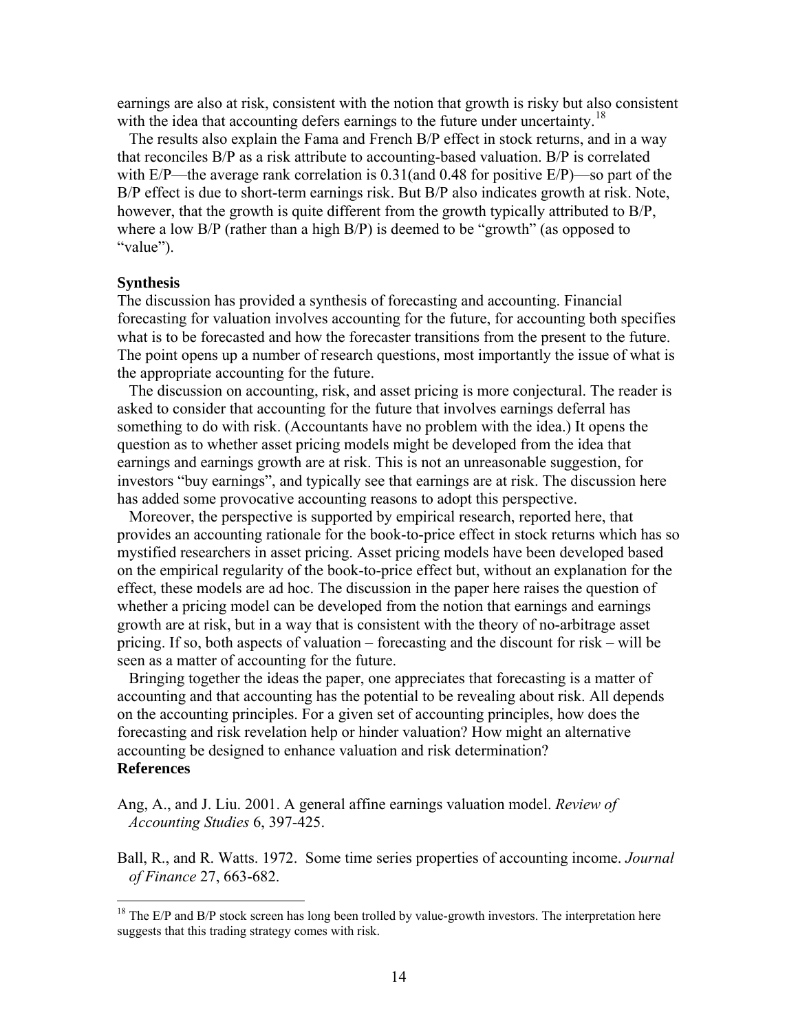earnings are also at risk, consistent with the notion that growth is risky but also consistent with the idea that accounting defers earnings to the future under uncertainty.[18]

The results also explain the Fama and French B/P effect in stock returns, and in a way that reconciles B/P as a risk attribute to accounting-based valuation. B/P is correlated with E/P—the average rank correlation is 0.31(and 0.48 for positive E/P)—so part of the B/P effect is due to short-term earnings risk. But B/P also indicates growth at risk. Note, however, that the growth is quite different from the growth typically attributed to B/P, where a low B/P (rather than a high B/P) is deemed to be "growth" (as opposed to "value").

**Synthesis**

The discussion has provided a synthesis of forecasting and accounting. Financial forecasting for valuation involves accounting for the future, for accounting both specifies what is to be forecasted and how the forecaster transitions from the present to the future. The point opens up a number of research questions, most importantly the issue of what is the appropriate accounting for the future.

The discussion on accounting, risk, and asset pricing is more conjectural. The reader is asked to consider that accounting for the future that involves earnings deferral has something to do with risk. (Accountants have no problem with the idea.) It opens the question as to whether asset pricing models might be developed from the idea that earnings and earnings growth are at risk. This is not an unreasonable suggestion, for investors "buy earnings", and typically see that earnings are at risk. The discussion here has added some provocative accounting reasons to adopt this perspective.

Moreover, the perspective is supported by empirical research, reported here, that provides an accounting rationale for the book-to-price effect in stock returns which has so mystified researchers in asset pricing. Asset pricing models have been developed based on the empirical regularity of the book-to-price effect but, without an explanation for the effect, these models are ad hoc. The discussion in the paper here raises the question of whether a pricing model can be developed from the notion that earnings and earnings growth are at risk, but in a way that is consistent with the theory of no-arbitrage asset pricing. If so, both aspects of valuation – forecasting and the discount for risk – will be seen as a matter of accounting for the future.

Bringing together the ideas the paper, one appreciates that forecasting is a matter of accounting and that accounting has the potential to be revealing about risk. All depends on the accounting principles. For a given set of accounting principles, how does the forecasting and risk revelation help or hinder valuation? How might an alternative accounting be designed to enhance valuation and risk determination?

**References**

Ang, A., and J. Liu. 2001. A general affine earnings valuation model. *Review of Accounting Studies* 6, 397-425.

Ball, R., and R. Watts. 1972. Some time series properties of accounting income. *Journal of Finance* 27, 663-682.

[18] The E/P and B/P stock screen has long been trolled by value-growth investors. The interpretation here suggests that this trading strategy comes with risk.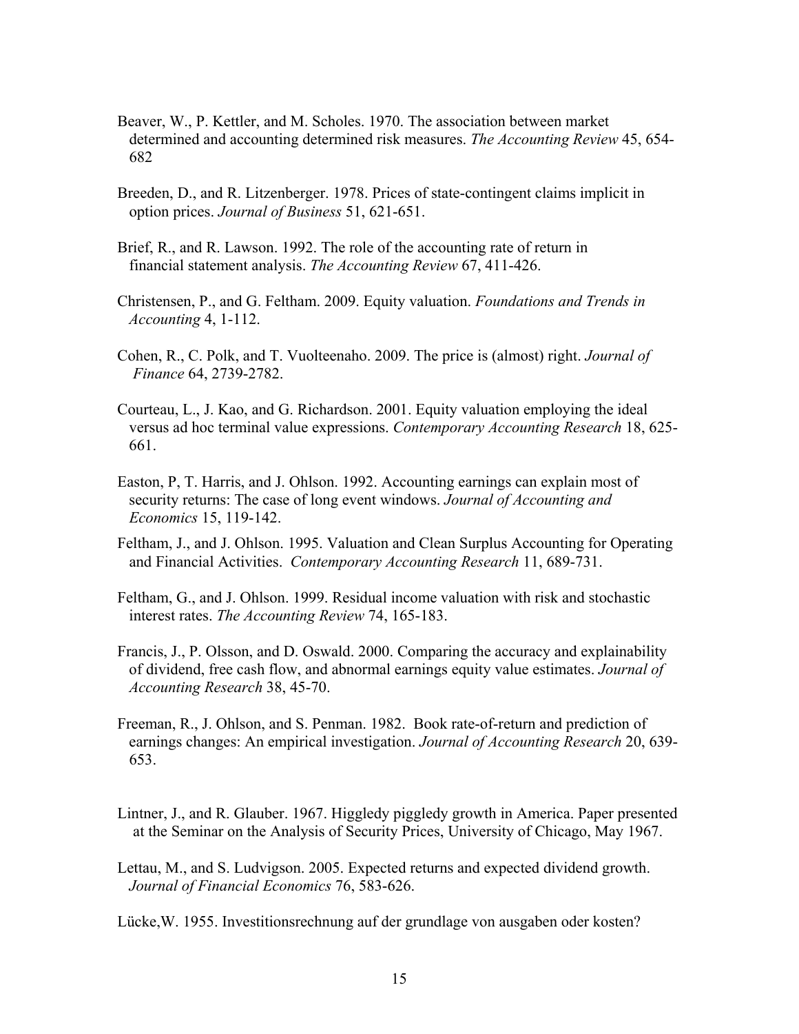Beaver, W., P. Kettler, and M. Scholes. 1970. The association between market determined and accounting determined risk measures. *The Accounting Review* 45, 654-682

Breeden, D., and R. Litzenberger. 1978. Prices of state-contingent claims implicit in option prices. *Journal of Business* 51, 621-651.

Brief, R., and R. Lawson. 1992. The role of the accounting rate of return in financial statement analysis. *The Accounting Review* 67, 411-426.

Christensen, P., and G. Feltham. 2009. Equity valuation. *Foundations and Trends in Accounting* 4, 1-112.

Cohen, R., C. Polk, and T. Vuolteenaho. 2009. The price is (almost) right. *Journal of Finance* 64, 2739-2782.

Courteau, L., J. Kao, and G. Richardson. 2001. Equity valuation employing the ideal versus ad hoc terminal value expressions. *Contemporary Accounting Research* 18, 625-661.

Easton, P, T. Harris, and J. Ohlson. 1992. Accounting earnings can explain most of security returns: The case of long event windows. *Journal of Accounting and Economics* 15, 119-142.

Feltham, J., and J. Ohlson. 1995. Valuation and Clean Surplus Accounting for Operating and Financial Activities. *Contemporary Accounting Research* 11, 689-731.

Feltham, G., and J. Ohlson. 1999. Residual income valuation with risk and stochastic interest rates. *The Accounting Review* 74, 165-183.

Francis, J., P. Olsson, and D. Oswald. 2000. Comparing the accuracy and explainability of dividend, free cash flow, and abnormal earnings equity value estimates. *Journal of Accounting Research* 38, 45-70.

Freeman, R., J. Ohlson, and S. Penman. 1982. Book rate-of-return and prediction of earnings changes: An empirical investigation. *Journal of Accounting Research* 20, 639-653.

Lintner, J., and R. Glauber. 1967. Higgledy piggledy growth in America. Paper presented at the Seminar on the Analysis of Security Prices, University of Chicago, May 1967.

Lettau, M., and S. Ludvigson. 2005. Expected returns and expected dividend growth. *Journal of Financial Economics* 76, 583-626.

Lücke,W. 1955. Investitionsrechnung auf der grundlage von ausgaben oder kosten?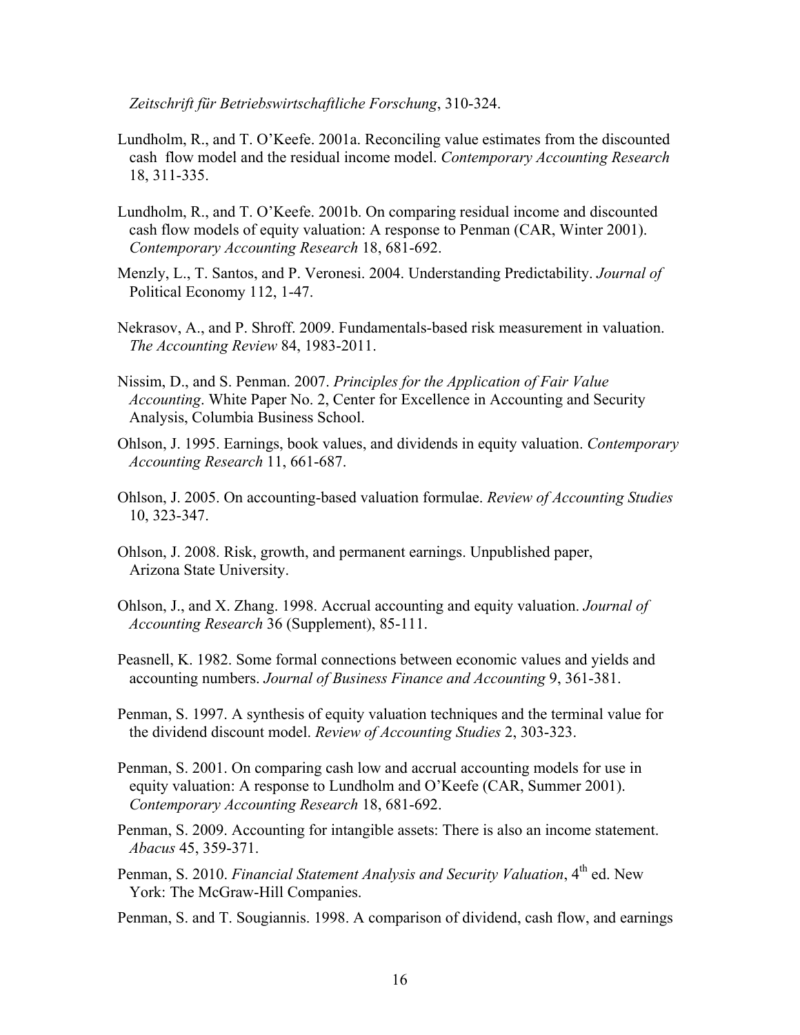*Zeitschrift für Betriebswirtschaftliche Forschung*, 310-324.

Lundholm, R., and T. O'Keefe. 2001a. Reconciling value estimates from the discounted cash flow model and the residual income model. *Contemporary Accounting Research* 18, 311-335.

Lundholm, R., and T. O'Keefe. 2001b. On comparing residual income and discounted cash flow models of equity valuation: A response to Penman (CAR, Winter 2001). *Contemporary Accounting Research* 18, 681-692.

Menzly, L., T. Santos, and P. Veronesi. 2004. Understanding Predictability. *Journal of* Political Economy 112, 1-47.

Nekrasov, A., and P. Shroff. 2009. Fundamentals-based risk measurement in valuation. *The Accounting Review* 84, 1983-2011.

Nissim, D., and S. Penman. 2007. *Principles for the Application of Fair Value Accounting*. White Paper No. 2, Center for Excellence in Accounting and Security Analysis, Columbia Business School.

Ohlson, J. 1995. Earnings, book values, and dividends in equity valuation. *Contemporary Accounting Research* 11, 661-687.

Ohlson, J. 2005. On accounting-based valuation formulae. *Review of Accounting Studies* 10, 323-347.

Ohlson, J. 2008. Risk, growth, and permanent earnings. Unpublished paper, Arizona State University.

Ohlson, J., and X. Zhang. 1998. Accrual accounting and equity valuation. *Journal of Accounting Research* 36 (Supplement), 85-111.

Peasnell, K. 1982. Some formal connections between economic values and yields and accounting numbers. *Journal of Business Finance and Accounting* 9, 361-381.

Penman, S. 1997. A synthesis of equity valuation techniques and the terminal value for the dividend discount model. *Review of Accounting Studies* 2, 303-323.

Penman, S. 2001. On comparing cash low and accrual accounting models for use in equity valuation: A response to Lundholm and O'Keefe (CAR, Summer 2001). *Contemporary Accounting Research* 18, 681-692.

Penman, S. 2009. Accounting for intangible assets: There is also an income statement. *Abacus* 45, 359-371.

Penman, S. 2010. *Financial Statement Analysis and Security Valuation*, 4th ed. New York: The McGraw-Hill Companies.

Penman, S. and T. Sougiannis. 1998. A comparison of dividend, cash flow, and earnings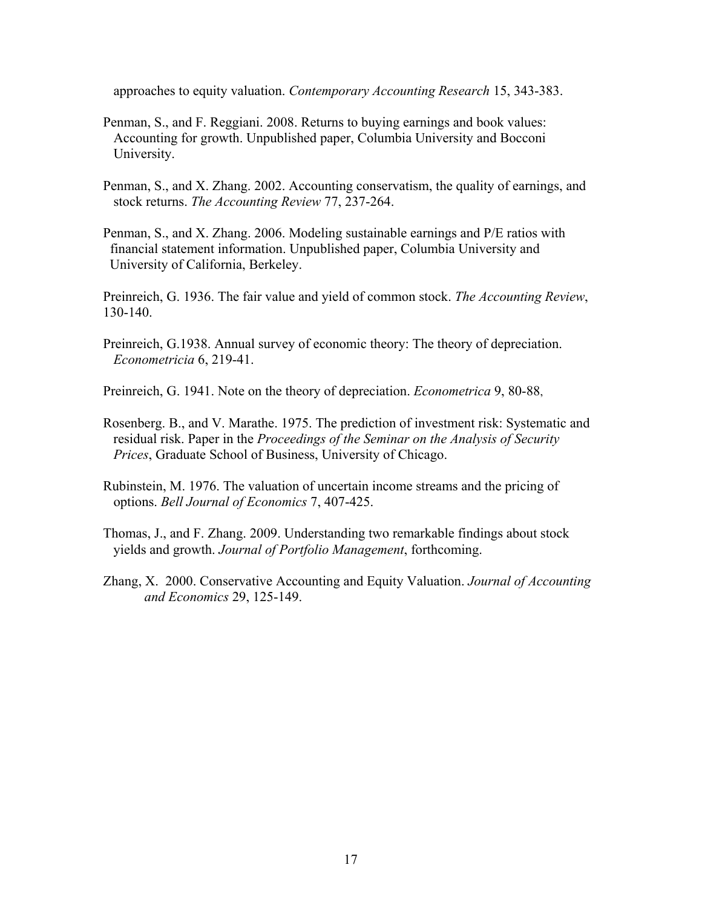approaches to equity valuation. *Contemporary Accounting Research* 15, 343-383.

Penman, S., and F. Reggiani. 2008. Returns to buying earnings and book values: Accounting for growth. Unpublished paper, Columbia University and Bocconi University.

Penman, S., and X. Zhang. 2002. Accounting conservatism, the quality of earnings, and stock returns. *The Accounting Review* 77, 237-264.

Penman, S., and X. Zhang. 2006. Modeling sustainable earnings and P/E ratios with financial statement information. Unpublished paper, Columbia University and University of California, Berkeley.

Preinreich, G. 1936. The fair value and yield of common stock. *The Accounting Review*, 130-140.

Preinreich, G.1938. Annual survey of economic theory: The theory of depreciation. *Econometricia* 6, 219-41.

Preinreich, G. 1941. Note on the theory of depreciation. *Econometrica* 9, 80-88,

Rosenberg. B., and V. Marathe. 1975. The prediction of investment risk: Systematic and residual risk. Paper in the *Proceedings of the Seminar on the Analysis of Security Prices*, Graduate School of Business, University of Chicago.

Rubinstein, M. 1976. The valuation of uncertain income streams and the pricing of options. *Bell Journal of Economics* 7, 407-425.

Thomas, J., and F. Zhang. 2009. Understanding two remarkable findings about stock yields and growth. *Journal of Portfolio Management*, forthcoming.

Zhang, X. 2000. Conservative Accounting and Equity Valuation. *Journal of Accounting and Economics* 29, 125-149.